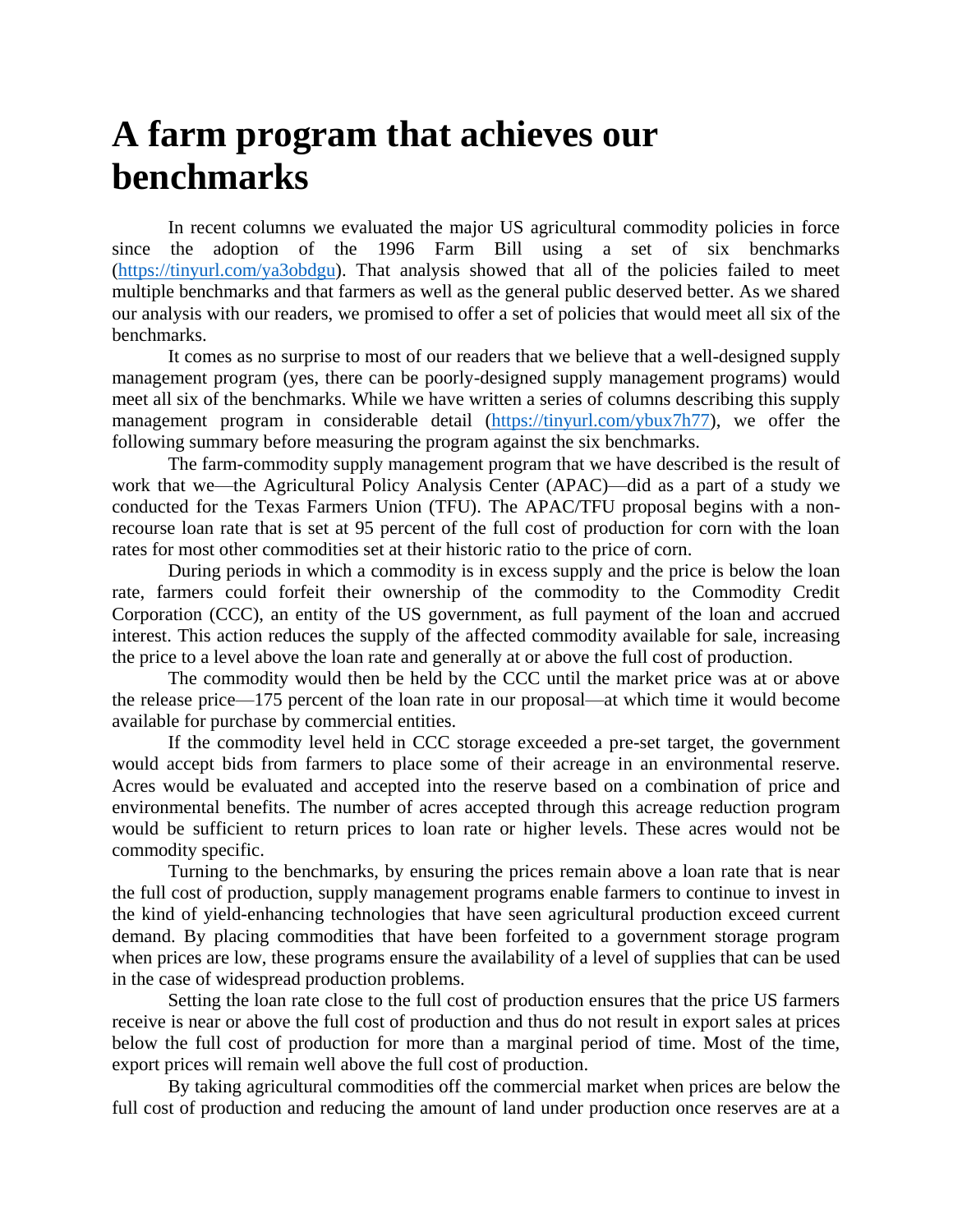# A farm program that achieves our benchmarks

In recent columns we evaluated the major US agricultural commodity policies in force since the adoption of the 1996 Farm Bill using a set of six benchmarks ([https://tinyurl.com/ya3obdgu](https://tinyurl.com/ya3obdgu)). That analysis showed that all of the policies failed to meet multiple benchmarks and that farmers as well as the general public deserved better. As we shared our analysis with our readers, we promised to offer a set of policies that would meet all six of the benchmarks.

It comes as no surprise to most of our readers that we believe that a well-designed supply management program (yes, there can be poorly-designed supply management programs) would meet all six of the benchmarks. While we have written a series of columns describing this supply management program in considerable detail ([https://tinyurl.com/ybux7h77](https://tinyurl.com/ybux7h77)), we offer the following summary before measuring the program against the six benchmarks.

The farm-commodity supply management program that we have described is the result of work that we—the Agricultural Policy Analysis Center (APAC)—did as a part of a study we conducted for the Texas Farmers Union (TFU). The APAC/TFU proposal begins with a non-recourse loan rate that is set at 95 percent of the full cost of production for corn with the loan rates for most other commodities set at their historic ratio to the price of corn.

During periods in which a commodity is in excess supply and the price is below the loan rate, farmers could forfeit their ownership of the commodity to the Commodity Credit Corporation (CCC), an entity of the US government, as full payment of the loan and accrued interest. This action reduces the supply of the affected commodity available for sale, increasing the price to a level above the loan rate and generally at or above the full cost of production.

The commodity would then be held by the CCC until the market price was at or above the release price—175 percent of the loan rate in our proposal—at which time it would become available for purchase by commercial entities.

If the commodity level held in CCC storage exceeded a pre-set target, the government would accept bids from farmers to place some of their acreage in an environmental reserve. Acres would be evaluated and accepted into the reserve based on a combination of price and environmental benefits. The number of acres accepted through this acreage reduction program would be sufficient to return prices to loan rate or higher levels. These acres would not be commodity specific.

Turning to the benchmarks, by ensuring the prices remain above a loan rate that is near the full cost of production, supply management programs enable farmers to continue to invest in the kind of yield-enhancing technologies that have seen agricultural production exceed current demand. By placing commodities that have been forfeited to a government storage program when prices are low, these programs ensure the availability of a level of supplies that can be used in the case of widespread production problems.

Setting the loan rate close to the full cost of production ensures that the price US farmers receive is near or above the full cost of production and thus do not result in export sales at prices below the full cost of production for more than a marginal period of time. Most of the time, export prices will remain well above the full cost of production.

By taking agricultural commodities off the commercial market when prices are below the full cost of production and reducing the amount of land under production once reserves are at a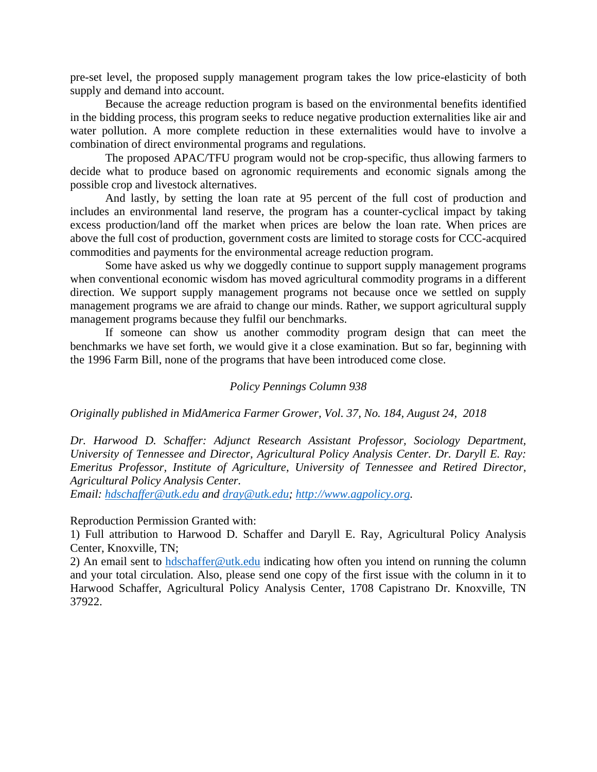pre-set level, the proposed supply management program takes the low price-elasticity of both supply and demand into account.

Because the acreage reduction program is based on the environmental benefits identified in the bidding process, this program seeks to reduce negative production externalities like air and water pollution. A more complete reduction in these externalities would have to involve a combination of direct environmental programs and regulations.

The proposed APAC/TFU program would not be crop-specific, thus allowing farmers to decide what to produce based on agronomic requirements and economic signals among the possible crop and livestock alternatives.

And lastly, by setting the loan rate at 95 percent of the full cost of production and includes an environmental land reserve, the program has a counter-cyclical impact by taking excess production/land off the market when prices are below the loan rate. When prices are above the full cost of production, government costs are limited to storage costs for CCC-acquired commodities and payments for the environmental acreage reduction program.

Some have asked us why we doggedly continue to support supply management programs when conventional economic wisdom has moved agricultural commodity programs in a different direction. We support supply management programs not because once we settled on supply management programs we are afraid to change our minds. Rather, we support agricultural supply management programs because they fulfil our benchmarks.

If someone can show us another commodity program design that can meet the benchmarks we have set forth, we would give it a close examination. But so far, beginning with the 1996 Farm Bill, none of the programs that have been introduced come close.

*Policy Pennings Column 938*

*Originally published in MidAmerica Farmer Grower, Vol. 37, No. 184, August 24, 2018*

*Dr. Harwood D. Schaffer: Adjunct Research Assistant Professor, Sociology Department, University of Tennessee and Director, Agricultural Policy Analysis Center. Dr. Daryll E. Ray: Emeritus Professor, Institute of Agriculture, University of Tennessee and Retired Director, Agricultural Policy Analysis Center.*
*Email: hdschaffer@utk.edu and dray@utk.edu; http://www.agpolicy.org.*

Reproduction Permission Granted with:
1) Full attribution to Harwood D. Schaffer and Daryll E. Ray, Agricultural Policy Analysis Center, Knoxville, TN;
2) An email sent to hdschaffer@utk.edu indicating how often you intend on running the column and your total circulation. Also, please send one copy of the first issue with the column in it to Harwood Schaffer, Agricultural Policy Analysis Center, 1708 Capistrano Dr. Knoxville, TN 37922.